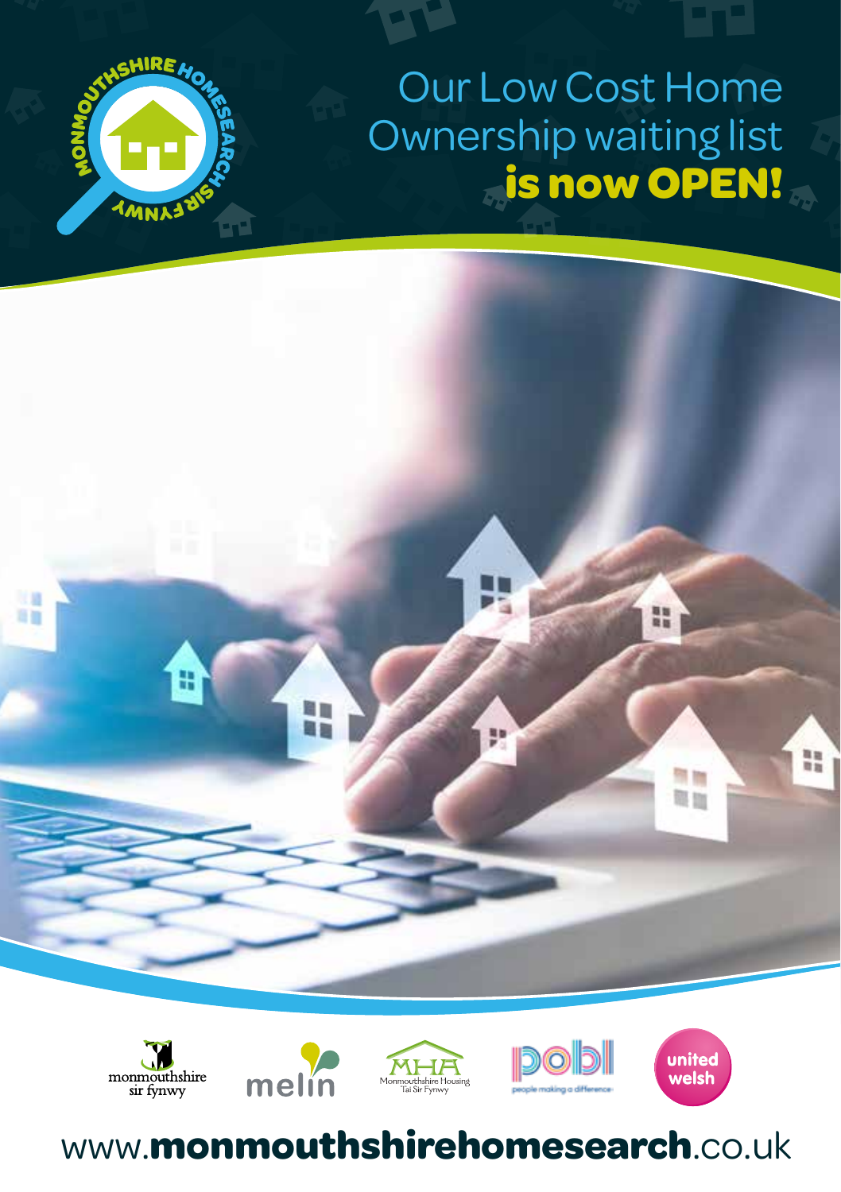# Our Low Cost Home Ownership waiting list **is now OPEN!**

www.**monmouthshirehomesearch**.co.uk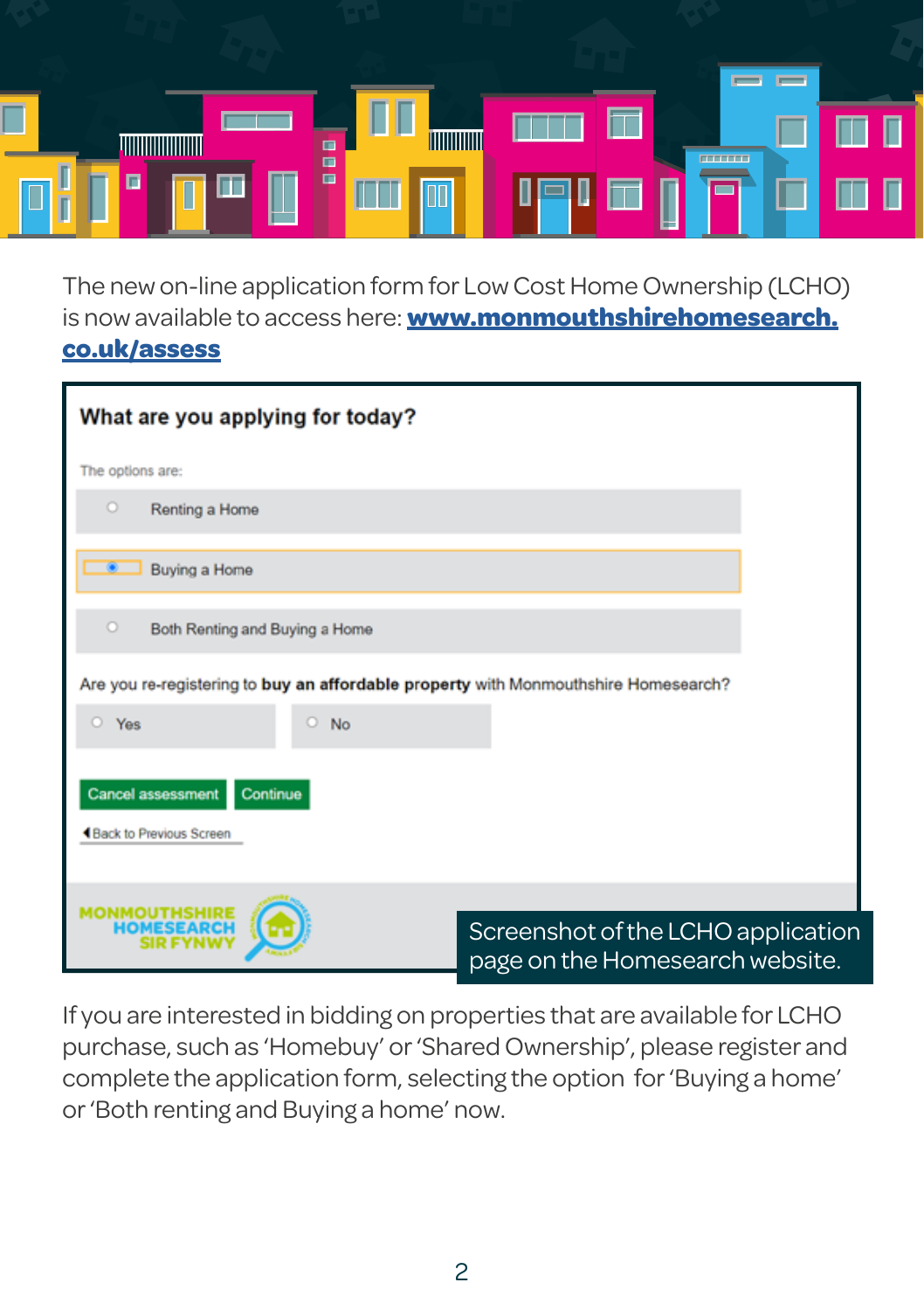The new on-line application form for Low Cost Home Ownership (LCHO) is now available to access here: **[www.monmouthshirehomesearch.co.uk/assess](http://www.monmouthshirehomesearch.co.uk/assess)**

**What are you applying for today?**

The options are:

- Renting a Home
- Buying a Home
- Both Renting and Buying a Home

Are you re-registering to **buy an affordable property** with Monmouthshire Homesearch?

- Yes
- No

Cancel assessment | Continue

Back to Previous Screen

MONMOUTHSHIRE HOMESEARCH SIR FYNWY

Screenshot of the LCHO application page on the Homesearch website.

If you are interested in bidding on properties that are available for LCHO purchase, such as 'Homebuy' or 'Shared Ownership', please register and complete the application form, selecting the option for 'Buying a home' or 'Both renting and Buying a home' now.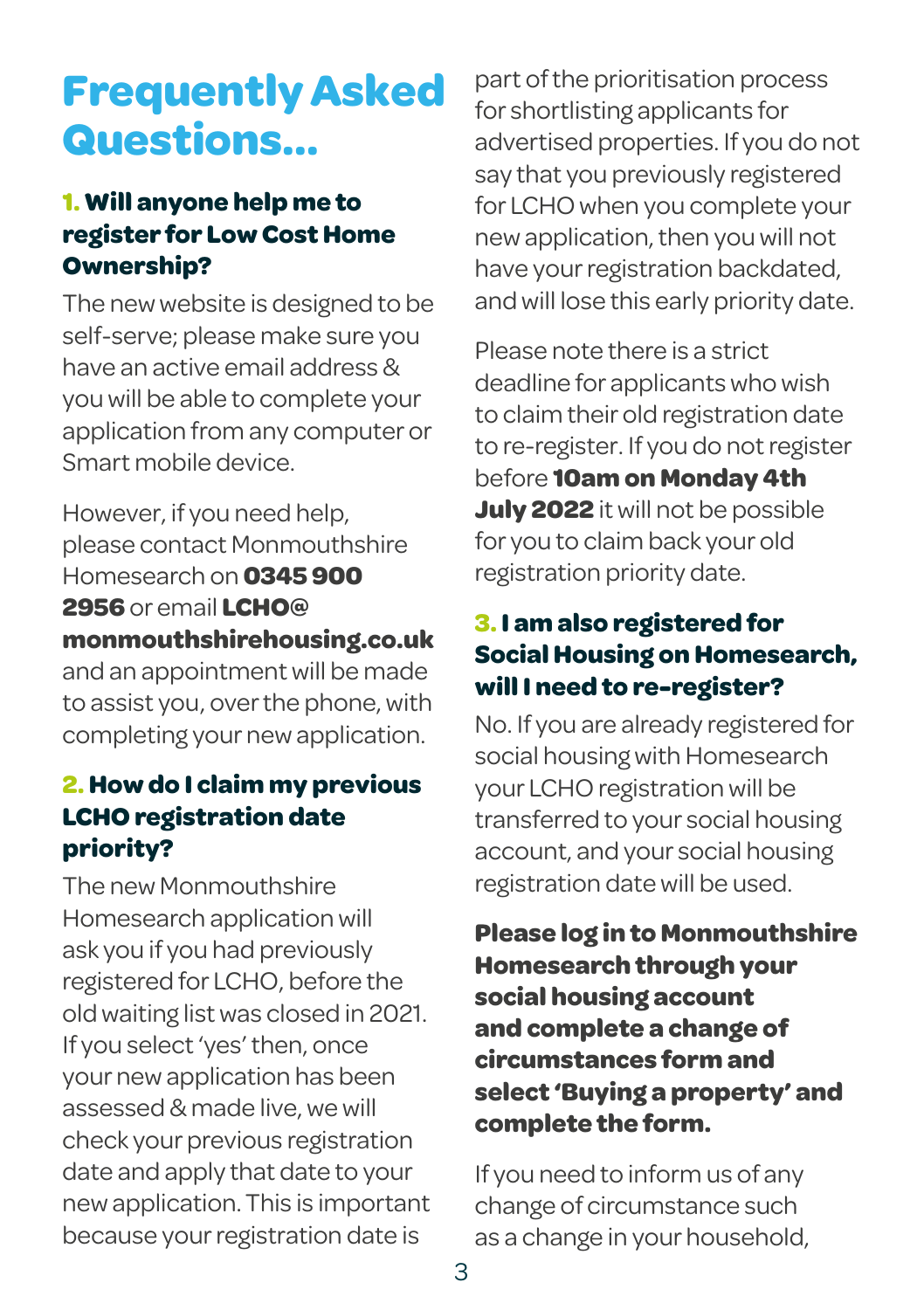# Frequently Asked Questions...

### 1. Will anyone help me to register for Low Cost Home Ownership?

The new website is designed to be self-serve; please make sure you have an active email address & you will be able to complete your application from any computer or Smart mobile device.

However, if you need help, please contact Monmouthshire Homesearch on **0345 900 2956** or email **LCHO@monmouthshirehousing.co.uk** and an appointment will be made to assist you, over the phone, with completing your new application.

### 2. How do I claim my previous LCHO registration date priority?

The new Monmouthshire Homesearch application will ask you if you had previously registered for LCHO, before the old waiting list was closed in 2021. If you select 'yes' then, once your new application has been assessed & made live, we will check your previous registration date and apply that date to your new application. This is important because your registration date is part of the prioritisation process for shortlisting applicants for advertised properties. If you do not say that you previously registered for LCHO when you complete your new application, then you will not have your registration backdated, and will lose this early priority date.

Please note there is a strict deadline for applicants who wish to claim their old registration date to re-register. If you do not register before **10am on Monday 4th July 2022** it will not be possible for you to claim back your old registration priority date.

### 3. I am also registered for Social Housing on Homesearch, will I need to re-register?

No. If you are already registered for social housing with Homesearch your LCHO registration will be transferred to your social housing account, and your social housing registration date will be used.

**Please log in to Monmouthshire Homesearch through your social housing account and complete a change of circumstances form and select 'Buying a property' and complete the form.**

If you need to inform us of any change of circumstance such as a change in your household,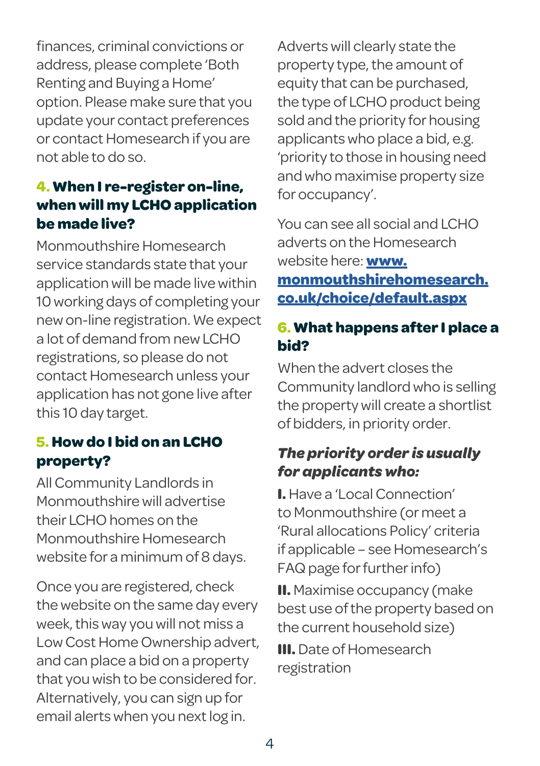finances, criminal convictions or address, please complete 'Both Renting and Buying a Home' option. Please make sure that you update your contact preferences or contact Homesearch if you are not able to do so.

### 4. When I re-register on-line, when will my LCHO application be made live?

Monmouthshire Homesearch service standards state that your application will be made live within 10 working days of completing your new on-line registration. We expect a lot of demand from new LCHO registrations, so please do not contact Homesearch unless your application has not gone live after this 10 day target.

### 5. How do I bid on an LCHO property?

All Community Landlords in Monmouthshire will advertise their LCHO homes on the Monmouthshire Homesearch website for a minimum of 8 days.

Once you are registered, check the website on the same day every week, this way you will not miss a Low Cost Home Ownership advert, and can place a bid on a property that you wish to be considered for. Alternatively, you can sign up for email alerts when you next log in.

Adverts will clearly state the property type, the amount of equity that can be purchased, the type of LCHO product being sold and the priority for housing applicants who place a bid, e.g. 'priority to those in housing need and who maximise property size for occupancy'.

You can see all social and LCHO adverts on the Homesearch website here: **www.monmouthshirehomesearch.co.uk/choice/default.aspx**

### 6. What happens after I place a bid?

When the advert closes the Community landlord who is selling the property will create a shortlist of bidders, in priority order.

#### *The priority order is usually for applicants who:*

**I.** Have a 'Local Connection' to Monmouthshire (or meet a 'Rural allocations Policy' criteria if applicable – see Homesearch's FAQ page for further info)

**II.** Maximise occupancy (make best use of the property based on the current household size)

**III.** Date of Homesearch registration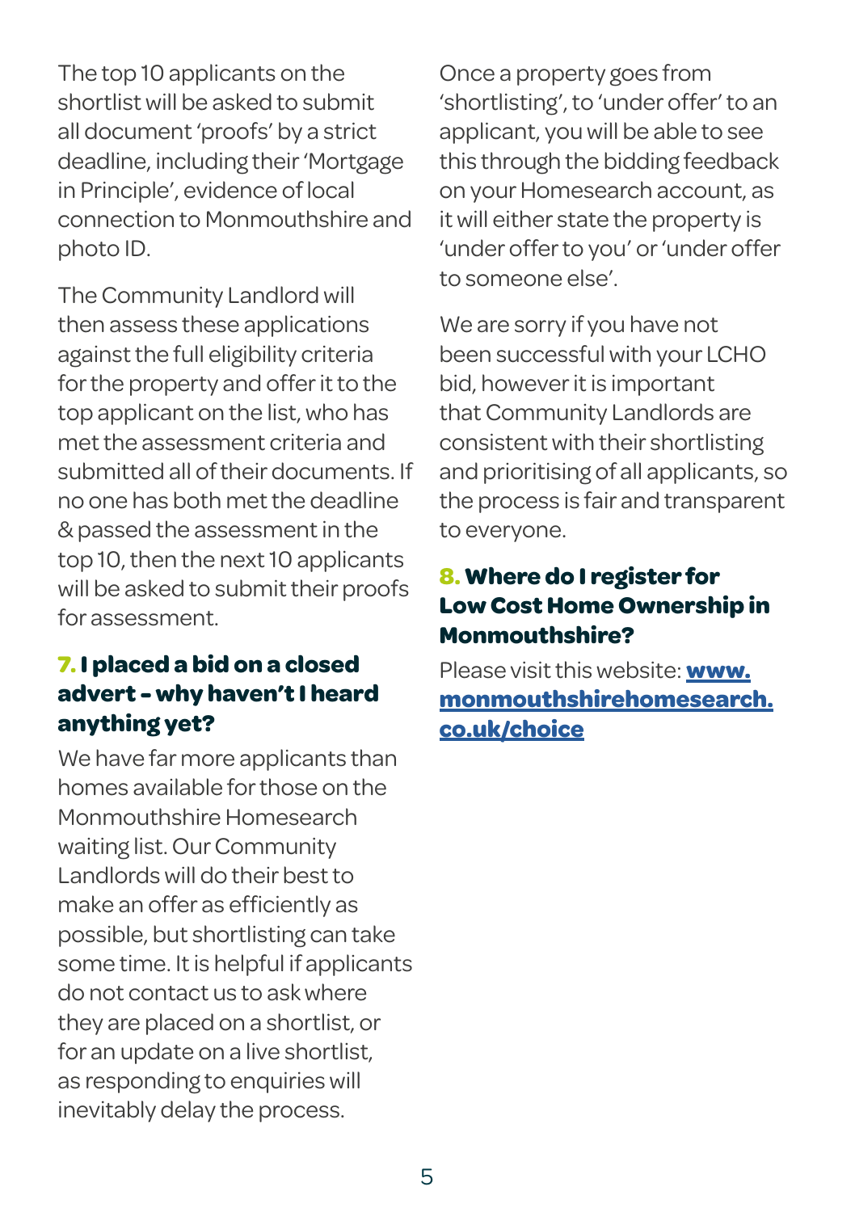The top 10 applicants on the shortlist will be asked to submit all document 'proofs' by a strict deadline, including their 'Mortgage in Principle', evidence of local connection to Monmouthshire and photo ID.

The Community Landlord will then assess these applications against the full eligibility criteria for the property and offer it to the top applicant on the list, who has met the assessment criteria and submitted all of their documents. If no one has both met the deadline & passed the assessment in the top 10, then the next 10 applicants will be asked to submit their proofs for assessment.

### 7. I placed a bid on a closed advert - why haven't I heard anything yet?

We have far more applicants than homes available for those on the Monmouthshire Homesearch waiting list. Our Community Landlords will do their best to make an offer as efficiently as possible, but shortlisting can take some time. It is helpful if applicants do not contact us to ask where they are placed on a shortlist, or for an update on a live shortlist, as responding to enquiries will inevitably delay the process.

Once a property goes from 'shortlisting', to 'under offer' to an applicant, you will be able to see this through the bidding feedback on your Homesearch account, as it will either state the property is 'under offer to you' or 'under offer to someone else'.

We are sorry if you have not been successful with your LCHO bid, however it is important that Community Landlords are consistent with their shortlisting and prioritising of all applicants, so the process is fair and transparent to everyone.

### 8. Where do I register for Low Cost Home Ownership in Monmouthshire?

Please visit this website: **www.monmouthshirehomesearch.co.uk/choice**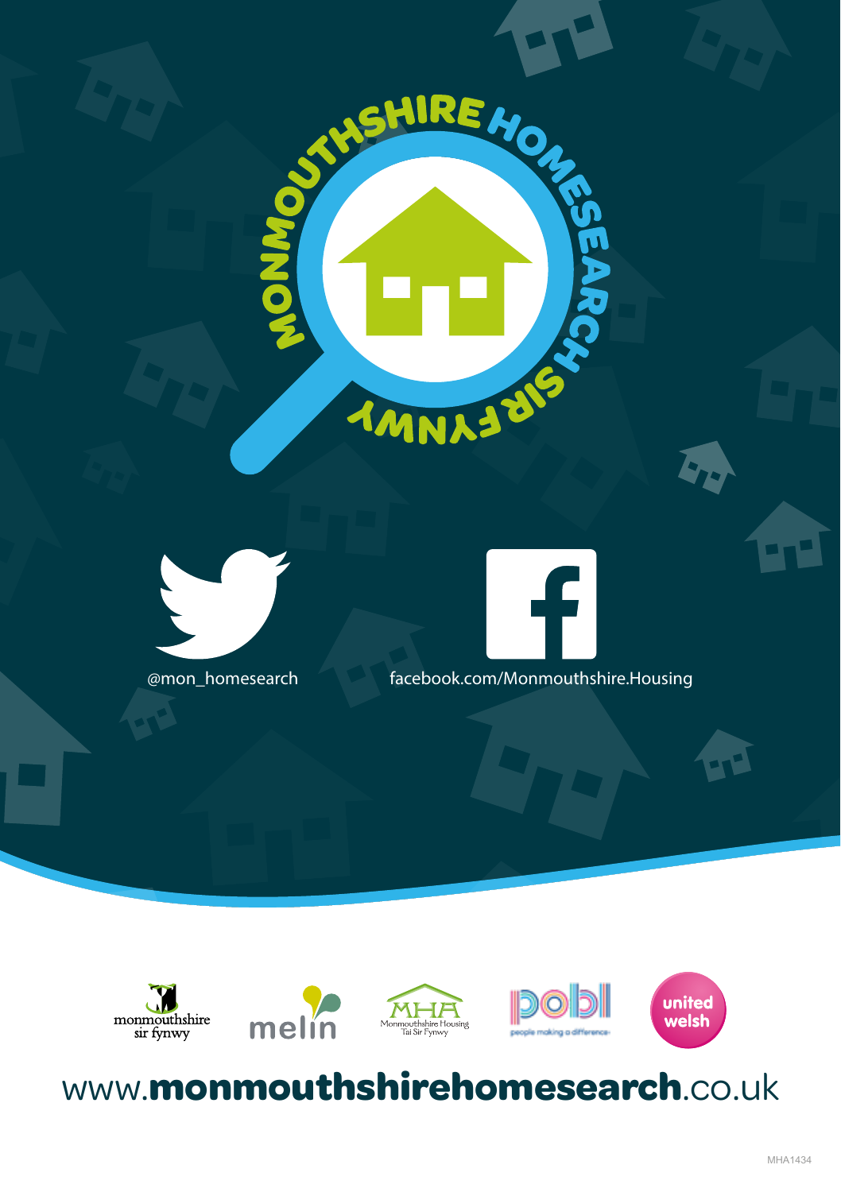MONMOUTHSHIRE HOMESEARCH SIR FYNWY

@mon_homesearch

facebook.com/Monmouthshire.Housing

monmouthshire sir fynwy

melin

MHA Monmouthshire Housing Tai Sir Fynwy

pobl people making a difference

united welsh

www.**monmouthshirehomesearch**.co.uk

MHA1434